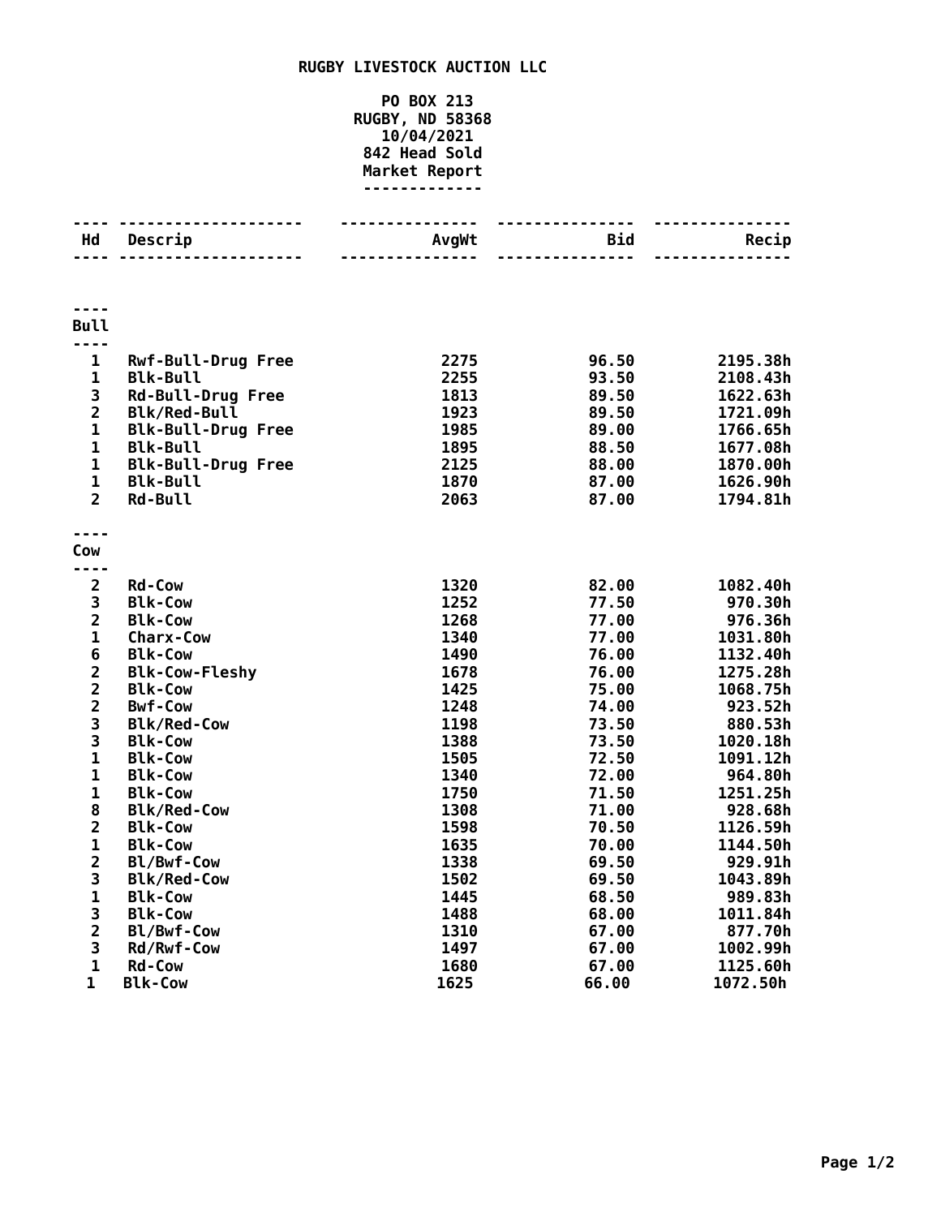# RUGBY LIVESTOCK AUCTION LLC

PO BOX 213
RUGBY, ND 58368
10/04/2021
842 Head Sold
Market Report

| Hd | Descrip | AvgWt | Bid | Recip |
|---|---|---|---|---|
| **Bull** | | | | |
| 1 | Rwf-Bull-Drug Free | 2275 | 96.50 | 2195.38h |
| 1 | Blk-Bull | 2255 | 93.50 | 2108.43h |
| 3 | Rd-Bull-Drug Free | 1813 | 89.50 | 1622.63h |
| 2 | Blk/Red-Bull | 1923 | 89.50 | 1721.09h |
| 1 | Blk-Bull-Drug Free | 1985 | 89.00 | 1766.65h |
| 1 | Blk-Bull | 1895 | 88.50 | 1677.08h |
| 1 | Blk-Bull-Drug Free | 2125 | 88.00 | 1870.00h |
| 1 | Blk-Bull | 1870 | 87.00 | 1626.90h |
| 2 | Rd-Bull | 2063 | 87.00 | 1794.81h |
| **Cow** | | | | |
| 2 | Rd-Cow | 1320 | 82.00 | 1082.40h |
| 3 | Blk-Cow | 1252 | 77.50 | 970.30h |
| 2 | Blk-Cow | 1268 | 77.00 | 976.36h |
| 1 | Charx-Cow | 1340 | 77.00 | 1031.80h |
| 6 | Blk-Cow | 1490 | 76.00 | 1132.40h |
| 2 | Blk-Cow-Fleshy | 1678 | 76.00 | 1275.28h |
| 2 | Blk-Cow | 1425 | 75.00 | 1068.75h |
| 2 | Bwf-Cow | 1248 | 74.00 | 923.52h |
| 3 | Blk/Red-Cow | 1198 | 73.50 | 880.53h |
| 3 | Blk-Cow | 1388 | 73.50 | 1020.18h |
| 1 | Blk-Cow | 1505 | 72.50 | 1091.12h |
| 1 | Blk-Cow | 1340 | 72.00 | 964.80h |
| 1 | Blk-Cow | 1750 | 71.50 | 1251.25h |
| 8 | Blk/Red-Cow | 1308 | 71.00 | 928.68h |
| 2 | Blk-Cow | 1598 | 70.50 | 1126.59h |
| 1 | Blk-Cow | 1635 | 70.00 | 1144.50h |
| 2 | Bl/Bwf-Cow | 1338 | 69.50 | 929.91h |
| 3 | Blk/Red-Cow | 1502 | 69.50 | 1043.89h |
| 1 | Blk-Cow | 1445 | 68.50 | 989.83h |
| 3 | Blk-Cow | 1488 | 68.00 | 1011.84h |
| 2 | Bl/Bwf-Cow | 1310 | 67.00 | 877.70h |
| 3 | Rd/Rwf-Cow | 1497 | 67.00 | 1002.99h |
| 1 | Rd-Cow | 1680 | 67.00 | 1125.60h |
| 1 | Blk-Cow | 1625 | 66.00 | 1072.50h |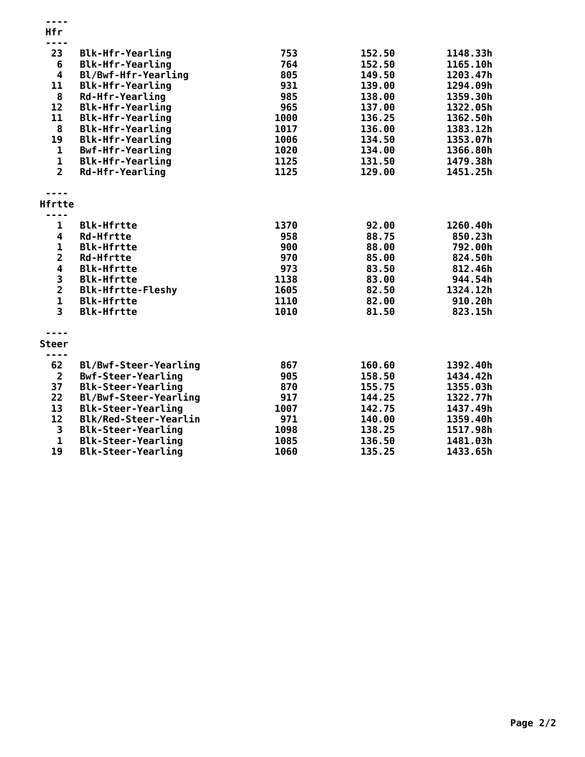## Hfr

| | | | | |
|---|---|---|---|---|
| 23 | Blk-Hfr-Yearling | 753 | 152.50 | 1148.33h |
| 6 | Blk-Hfr-Yearling | 764 | 152.50 | 1165.10h |
| 4 | Bl/Bwf-Hfr-Yearling | 805 | 149.50 | 1203.47h |
| 11 | Blk-Hfr-Yearling | 931 | 139.00 | 1294.09h |
| 8 | Rd-Hfr-Yearling | 985 | 138.00 | 1359.30h |
| 12 | Blk-Hfr-Yearling | 965 | 137.00 | 1322.05h |
| 11 | Blk-Hfr-Yearling | 1000 | 136.25 | 1362.50h |
| 8 | Blk-Hfr-Yearling | 1017 | 136.00 | 1383.12h |
| 19 | Blk-Hfr-Yearling | 1006 | 134.50 | 1353.07h |
| 1 | Bwf-Hfr-Yearling | 1020 | 134.00 | 1366.80h |
| 1 | Blk-Hfr-Yearling | 1125 | 131.50 | 1479.38h |
| 2 | Rd-Hfr-Yearling | 1125 | 129.00 | 1451.25h |

## Hfrtte

| | | | | |
|---|---|---|---|---|
| 1 | Blk-Hfrtte | 1370 | 92.00 | 1260.40h |
| 4 | Rd-Hfrtte | 958 | 88.75 | 850.23h |
| 1 | Blk-Hfrtte | 900 | 88.00 | 792.00h |
| 2 | Rd-Hfrtte | 970 | 85.00 | 824.50h |
| 4 | Blk-Hfrtte | 973 | 83.50 | 812.46h |
| 3 | Blk-Hfrtte | 1138 | 83.00 | 944.54h |
| 2 | Blk-Hfrtte-Fleshy | 1605 | 82.50 | 1324.12h |
| 1 | Blk-Hfrtte | 1110 | 82.00 | 910.20h |
| 3 | Blk-Hfrtte | 1010 | 81.50 | 823.15h |

## Steer

| | | | | |
|---|---|---|---|---|
| 62 | Bl/Bwf-Steer-Yearling | 867 | 160.60 | 1392.40h |
| 2 | Bwf-Steer-Yearling | 905 | 158.50 | 1434.42h |
| 37 | Blk-Steer-Yearling | 870 | 155.75 | 1355.03h |
| 22 | Bl/Bwf-Steer-Yearling | 917 | 144.25 | 1322.77h |
| 13 | Blk-Steer-Yearling | 1007 | 142.75 | 1437.49h |
| 12 | Blk/Red-Steer-Yearlin | 971 | 140.00 | 1359.40h |
| 3 | Blk-Steer-Yearling | 1098 | 138.25 | 1517.98h |
| 1 | Blk-Steer-Yearling | 1085 | 136.50 | 1481.03h |
| 19 | Blk-Steer-Yearling | 1060 | 135.25 | 1433.65h |